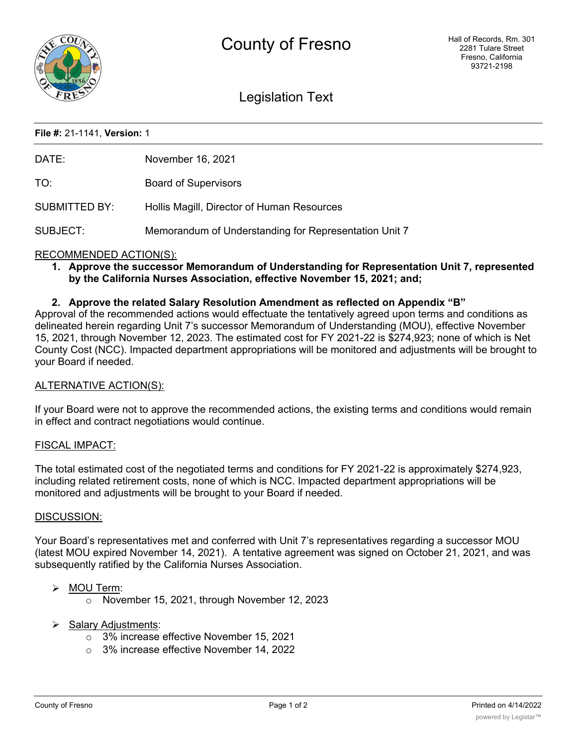# County of Fresno

Hall of Records, Rm. 301
2281 Tulare Street
Fresno, California
93721-2198

## Legislation Text

**File #:** 21-1141, **Version:** 1

DATE: November 16, 2021

TO: Board of Supervisors

SUBMITTED BY: Hollis Magill, Director of Human Resources

SUBJECT: Memorandum of Understanding for Representation Unit 7

RECOMMENDED ACTION(S):

1. **Approve the successor Memorandum of Understanding for Representation Unit 7, represented by the California Nurses Association, effective November 15, 2021; and;**

2. **Approve the related Salary Resolution Amendment as reflected on Appendix "B"**

Approval of the recommended actions would effectuate the tentatively agreed upon terms and conditions as delineated herein regarding Unit 7's successor Memorandum of Understanding (MOU), effective November 15, 2021, through November 12, 2023. The estimated cost for FY 2021-22 is $274,923; none of which is Net County Cost (NCC). Impacted department appropriations will be monitored and adjustments will be brought to your Board if needed.

ALTERNATIVE ACTION(S):

If your Board were not to approve the recommended actions, the existing terms and conditions would remain in effect and contract negotiations would continue.

FISCAL IMPACT:

The total estimated cost of the negotiated terms and conditions for FY 2021-22 is approximately $274,923, including related retirement costs, none of which is NCC. Impacted department appropriations will be monitored and adjustments will be brought to your Board if needed.

DISCUSSION:

Your Board's representatives met and conferred with Unit 7's representatives regarding a successor MOU (latest MOU expired November 14, 2021). A tentative agreement was signed on October 21, 2021, and was subsequently ratified by the California Nurses Association.

- MOU Term:
  - November 15, 2021, through November 12, 2023
- Salary Adjustments:
  - 3% increase effective November 15, 2021
  - 3% increase effective November 14, 2022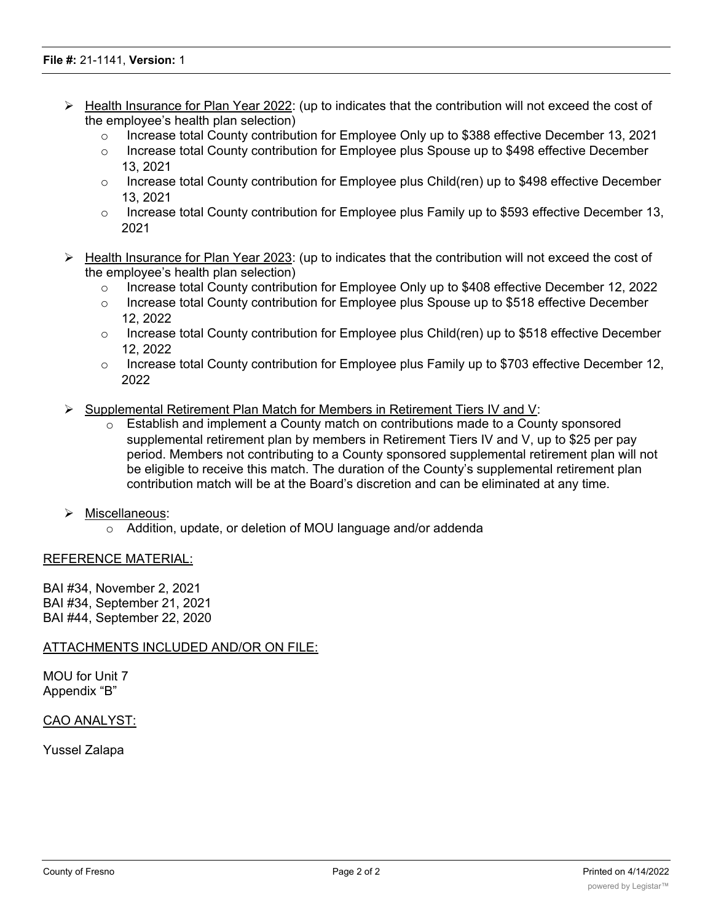- Health Insurance for Plan Year 2022: (up to indicates that the contribution will not exceed the cost of the employee's health plan selection)
  - Increase total County contribution for Employee Only up to $388 effective December 13, 2021
  - Increase total County contribution for Employee plus Spouse up to $498 effective December 13, 2021
  - Increase total County contribution for Employee plus Child(ren) up to $498 effective December 13, 2021
  - Increase total County contribution for Employee plus Family up to $593 effective December 13, 2021

- Health Insurance for Plan Year 2023: (up to indicates that the contribution will not exceed the cost of the employee's health plan selection)
  - Increase total County contribution for Employee Only up to $408 effective December 12, 2022
  - Increase total County contribution for Employee plus Spouse up to $518 effective December 12, 2022
  - Increase total County contribution for Employee plus Child(ren) up to $518 effective December 12, 2022
  - Increase total County contribution for Employee plus Family up to $703 effective December 12, 2022

- Supplemental Retirement Plan Match for Members in Retirement Tiers IV and V:
  - Establish and implement a County match on contributions made to a County sponsored supplemental retirement plan by members in Retirement Tiers IV and V, up to $25 per pay period. Members not contributing to a County sponsored supplemental retirement plan will not be eligible to receive this match. The duration of the County's supplemental retirement plan contribution match will be at the Board's discretion and can be eliminated at any time.

- Miscellaneous:
  - Addition, update, or deletion of MOU language and/or addenda

REFERENCE MATERIAL:

BAI #34, November 2, 2021
BAI #34, September 21, 2021
BAI #44, September 22, 2020

ATTACHMENTS INCLUDED AND/OR ON FILE:

MOU for Unit 7
Appendix "B"

CAO ANALYST:

Yussel Zalapa